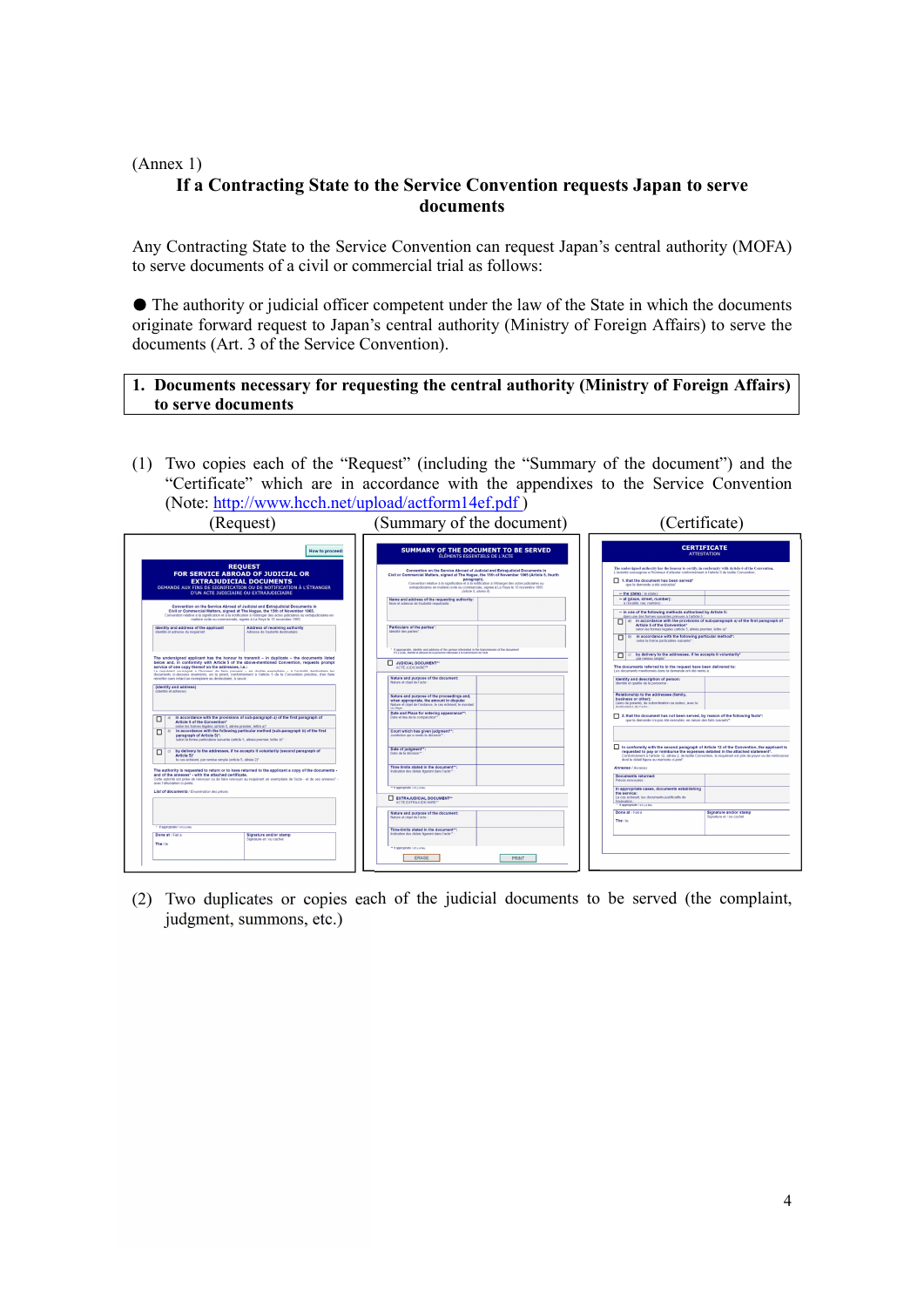(Annex 1)

# If a Contracting State to the Service Convention requests Japan to serve documents

Any Contracting State to the Service Convention can request Japan's central authority (MOFA) to serve documents of a civil or commercial trial as follows:

● The authority or judicial officer competent under the law of the State in which the documents originate forward request to Japan's central authority (Ministry of Foreign Affairs) to serve the documents (Art. 3 of the Service Convention).

## 1. Documents necessary for requesting the central authority (Ministry of Foreign Affairs) to serve documents

(1) Two copies each of the "Request" (including the "Summary of the document") and the "Certificate" which are in accordance with the appendixes to the Service Convention (Note: http://www.hcch.net/upload/actform14ef.pdf )

(Request) (Summary of the document) (Certificate)

(2) Two duplicates or copies each of the judicial documents to be served (the complaint, judgment, summons, etc.)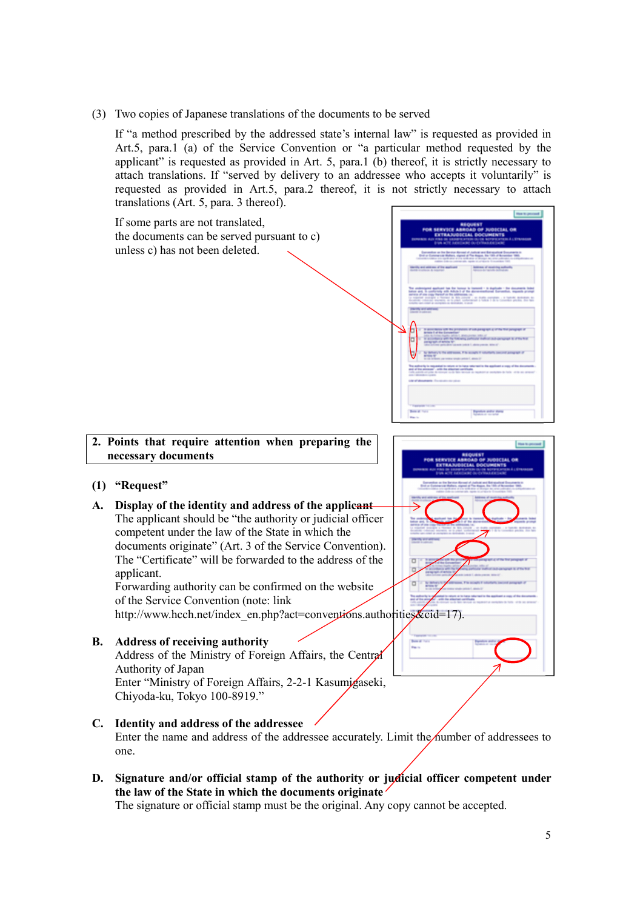(3) Two copies of Japanese translations of the documents to be served

If "a method prescribed by the addressed state's internal law" is requested as provided in Art.5, para.1 (a) of the Service Convention or "a particular method requested by the applicant" is requested as provided in Art. 5, para.1 (b) thereof, it is strictly necessary to attach translations. If "served by delivery to an addressee who accepts it voluntarily" is requested as provided in Art.5, para.2 thereof, it is not strictly necessary to attach translations (Art. 5, para. 3 thereof).

If some parts are not translated,
the documents can be served pursuant to c)
unless c) has not been deleted.

## 2. Points that require attention when preparing the necessary documents

### (1) "Request"

**A. Display of the identity and address of the applicant**

The applicant should be "the authority or judicial officer competent under the law of the State in which the documents originate" (Art. 3 of the Service Convention). The "Certificate" will be forwarded to the address of the applicant.
Forwarding authority can be confirmed on the website of the Service Convention (note: link http://www.hcch.net/index_en.php?act=conventions.authorities&cid=17).

**B. Address of receiving authority**

Address of the Ministry of Foreign Affairs, the Central Authority of Japan
Enter "Ministry of Foreign Affairs, 2-2-1 Kasumigaseki, Chiyoda-ku, Tokyo 100-8919."

**C. Identity and address of the addressee**

Enter the name and address of the addressee accurately. Limit the number of addressees to one.

**D. Signature and/or official stamp of the authority or judicial officer competent under the law of the State in which the documents originate**

The signature or official stamp must be the original. Any copy cannot be accepted.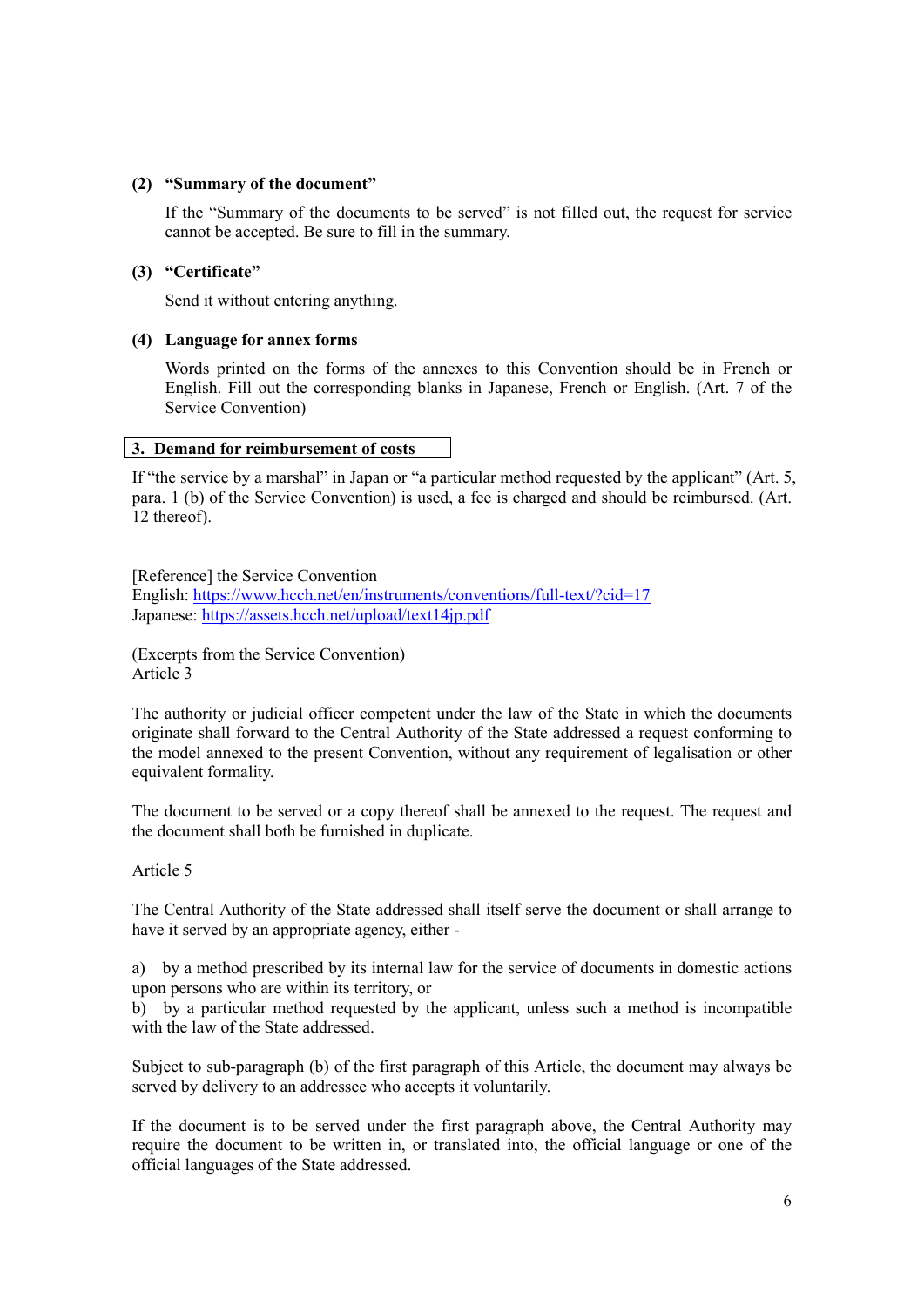**(2) "Summary of the document"**

If the "Summary of the documents to be served" is not filled out, the request for service cannot be accepted. Be sure to fill in the summary.

**(3) "Certificate"**

Send it without entering anything.

**(4) Language for annex forms**

Words printed on the forms of the annexes to this Convention should be in French or English. Fill out the corresponding blanks in Japanese, French or English. (Art. 7 of the Service Convention)

## 3. Demand for reimbursement of costs

If "the service by a marshal" in Japan or "a particular method requested by the applicant" (Art. 5, para. 1 (b) of the Service Convention) is used, a fee is charged and should be reimbursed. (Art. 12 thereof).

[Reference] the Service Convention
English: https://www.hcch.net/en/instruments/conventions/full-text/?cid=17
Japanese: https://assets.hcch.net/upload/text14jp.pdf

(Excerpts from the Service Convention)
Article 3

The authority or judicial officer competent under the law of the State in which the documents originate shall forward to the Central Authority of the State addressed a request conforming to the model annexed to the present Convention, without any requirement of legalisation or other equivalent formality.

The document to be served or a copy thereof shall be annexed to the request. The request and the document shall both be furnished in duplicate.

Article 5

The Central Authority of the State addressed shall itself serve the document or shall arrange to have it served by an appropriate agency, either -

a) by a method prescribed by its internal law for the service of documents in domestic actions upon persons who are within its territory, or
b) by a particular method requested by the applicant, unless such a method is incompatible with the law of the State addressed.

Subject to sub-paragraph (b) of the first paragraph of this Article, the document may always be served by delivery to an addressee who accepts it voluntarily.

If the document is to be served under the first paragraph above, the Central Authority may require the document to be written in, or translated into, the official language or one of the official languages of the State addressed.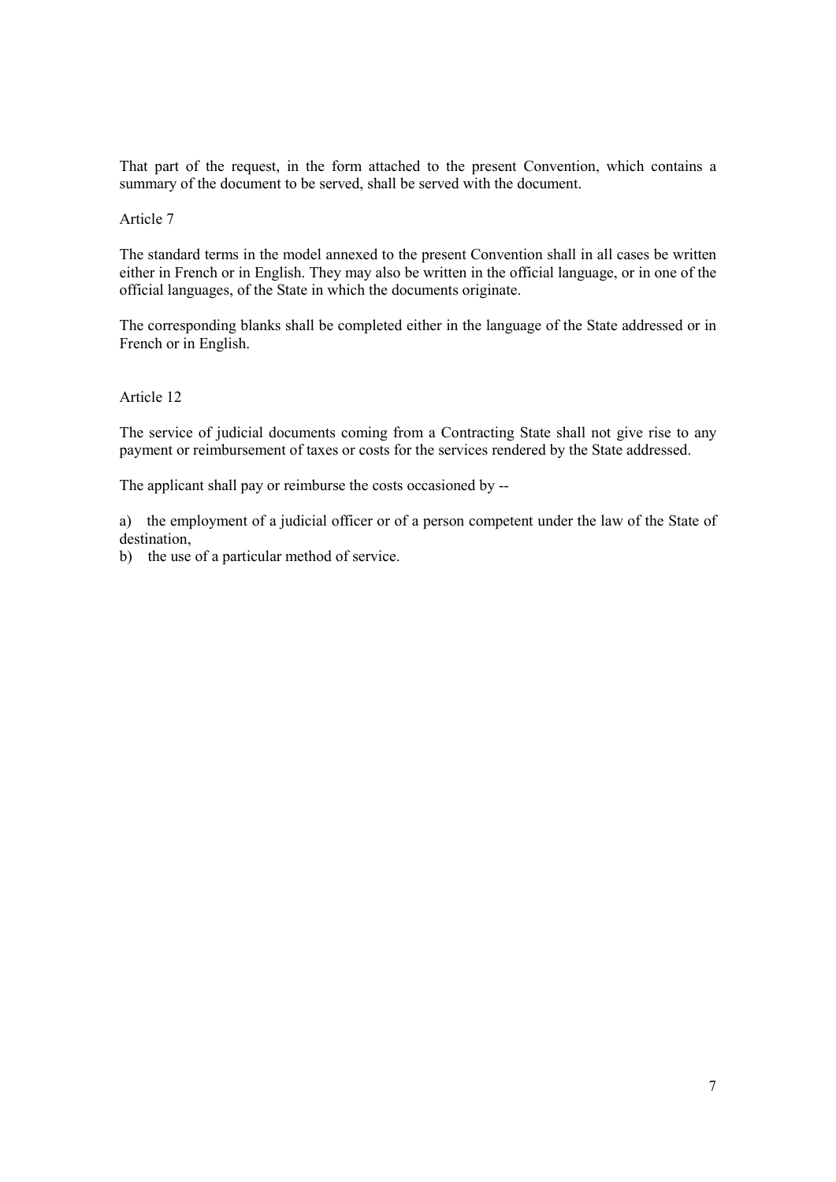That part of the request, in the form attached to the present Convention, which contains a summary of the document to be served, shall be served with the document.

Article 7

The standard terms in the model annexed to the present Convention shall in all cases be written either in French or in English. They may also be written in the official language, or in one of the official languages, of the State in which the documents originate.

The corresponding blanks shall be completed either in the language of the State addressed or in French or in English.

Article 12

The service of judicial documents coming from a Contracting State shall not give rise to any payment or reimbursement of taxes or costs for the services rendered by the State addressed.

The applicant shall pay or reimburse the costs occasioned by --

a) the employment of a judicial officer or of a person competent under the law of the State of destination,
b) the use of a particular method of service.